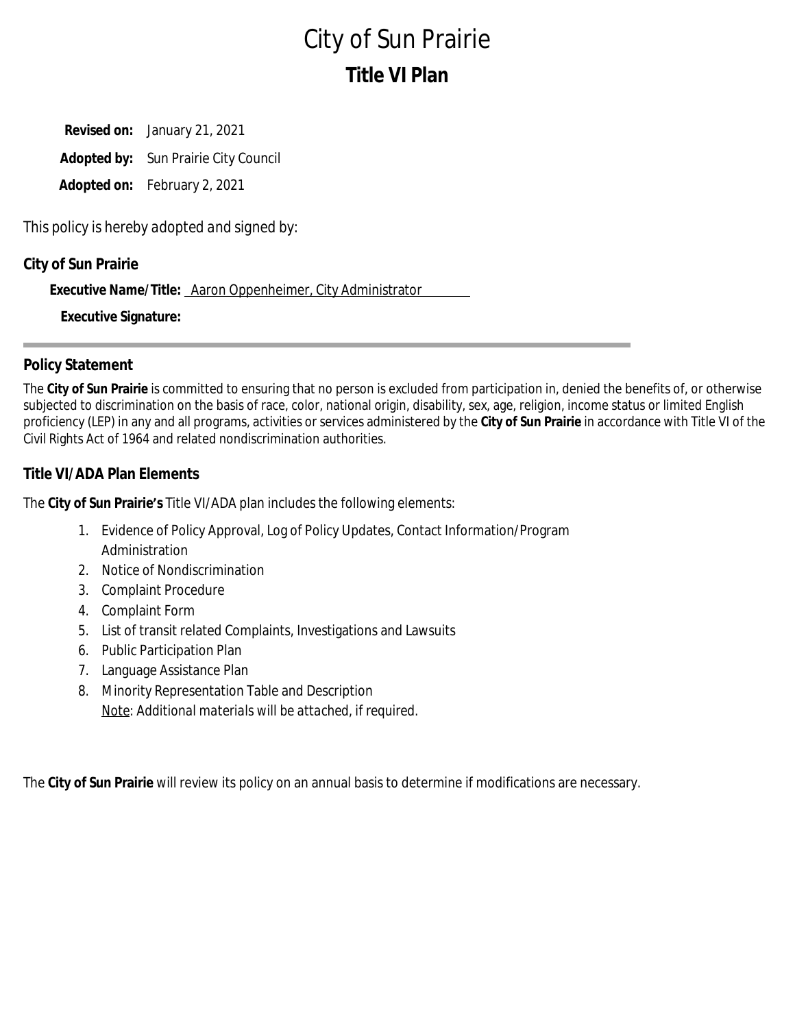# City of Sun Prairie

## Title VI Plan

**Revised on:** January 21, 2021

**Adopted by:** Sun Prairie City Council

**Adopted on:** February 2, 2021

*This policy is hereby adopted and signed by:*

**City of Sun Prairie**

**Executive Name/Title:** Aaron Oppenheimer, City Administrator

**Executive Signature:**

---

### Policy Statement

The **City of Sun Prairie** is committed to ensuring that no person is excluded from participation in, denied the benefits of, or otherwise subjected to discrimination on the basis of race, color, national origin, disability, sex, age, religion, income status or limited English proficiency (LEP) in any and all programs, activities or services administered by the **City of Sun Prairie** in accordance with Title VI of the Civil Rights Act of 1964 and related nondiscrimination authorities.

### Title VI/ADA Plan Elements

The **City of Sun Prairie's** Title VI/ADA plan includes the following elements:

1. Evidence of Policy Approval, Log of Policy Updates, Contact Information/Program Administration
2. Notice of Nondiscrimination
3. Complaint Procedure
4. Complaint Form
5. List of transit related Complaints, Investigations and Lawsuits
6. Public Participation Plan
7. Language Assistance Plan
8. Minority Representation Table and Description
   *Note: Additional materials will be attached, if required.*

The **City of Sun Prairie** will review its policy on an annual basis to determine if modifications are necessary.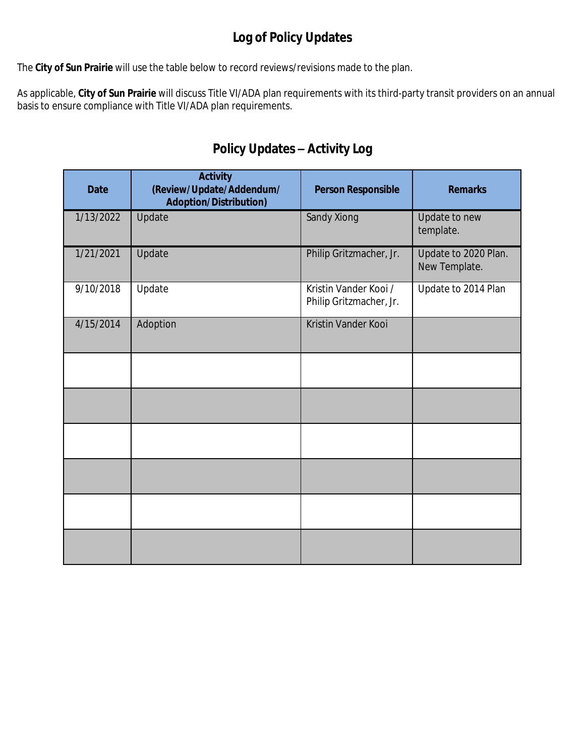# Log of Policy Updates

The **City of Sun Prairie** will use the table below to record reviews/revisions made to the plan.

As applicable, **City of Sun Prairie** will discuss Title VI/ADA plan requirements with its third-party transit providers on an annual basis to ensure compliance with Title VI/ADA plan requirements.

## Policy Updates – Activity Log

| Date | Activity (Review/Update/Addendum/ Adoption/Distribution) | Person Responsible | Remarks |
|---|---|---|---|
| 1/13/2022 | Update | Sandy Xiong | Update to new template. |
| 1/21/2021 | Update | Philip Gritzmacher, Jr. | Update to 2020 Plan. New Template. |
| 9/10/2018 | Update | Kristin Vander Kooi / Philip Gritzmacher, Jr. | Update to 2014 Plan |
| 4/15/2014 | Adoption | Kristin Vander Kooi | |
| | | | |
| | | | |
| | | | |
| | | | |
| | | | |
| | | | |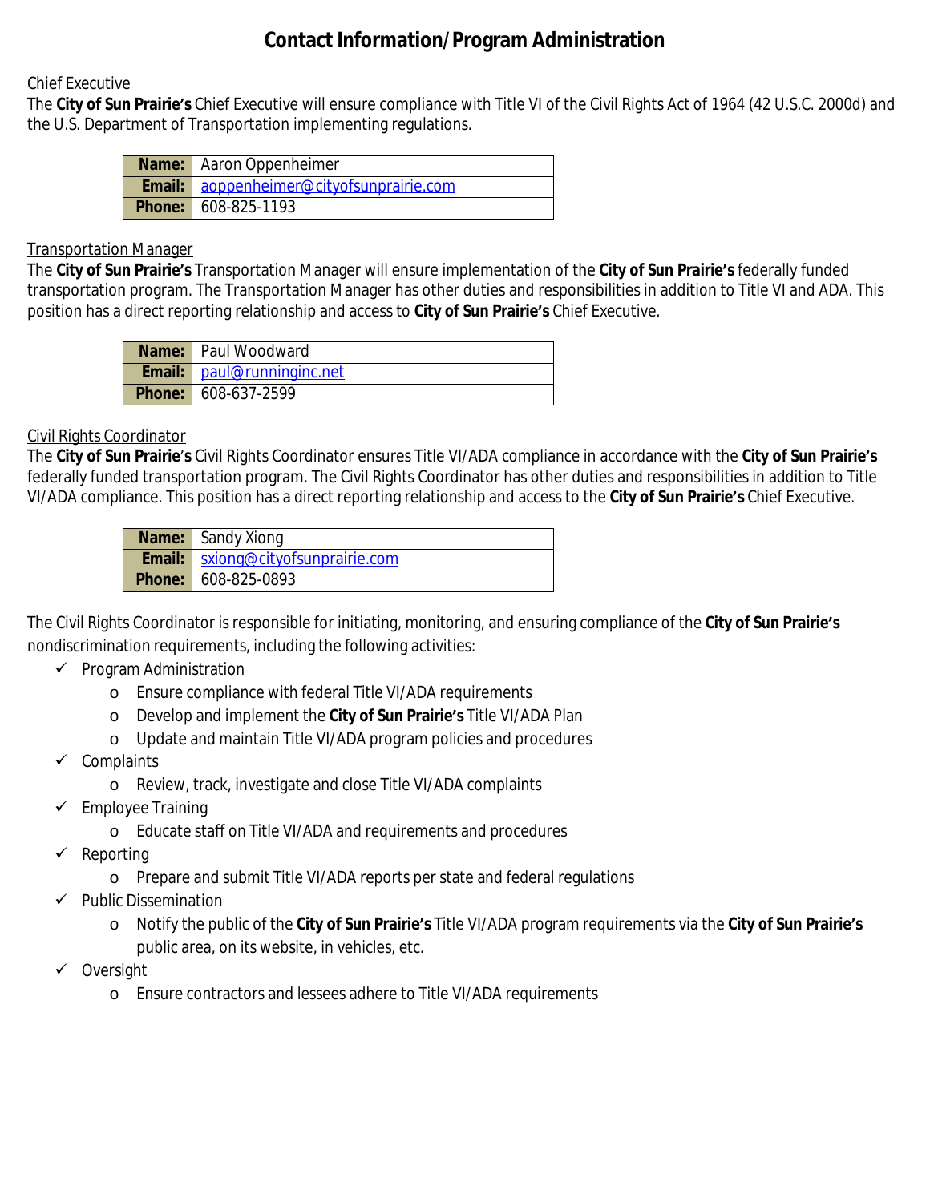# Contact Information/Program Administration

Chief Executive

The **City of Sun Prairie's** Chief Executive will ensure compliance with Title VI of the Civil Rights Act of 1964 (42 U.S.C. 2000d) and the U.S. Department of Transportation implementing regulations.

| **Name:** | Aaron Oppenheimer |
|---|---|
| **Email:** | aoppenheimer@cityofsunprairie.com |
| **Phone:** | 608-825-1193 |

Transportation Manager

The **City of Sun Prairie's** Transportation Manager will ensure implementation of the **City of Sun Prairie's** federally funded transportation program. The Transportation Manager has other duties and responsibilities in addition to Title VI and ADA. This position has a direct reporting relationship and access to **City of Sun Prairie's** Chief Executive.

| **Name:** | Paul Woodward |
|---|---|
| **Email:** | paul@runninginc.net |
| **Phone:** | 608-637-2599 |

Civil Rights Coordinator

The **City of Sun Prairie's** Civil Rights Coordinator ensures Title VI/ADA compliance in accordance with the **City of Sun Prairie's** federally funded transportation program. The Civil Rights Coordinator has other duties and responsibilities in addition to Title VI/ADA compliance. This position has a direct reporting relationship and access to the **City of Sun Prairie's** Chief Executive.

| **Name:** | Sandy Xiong |
|---|---|
| **Email:** | sxiong@cityofsunprairie.com |
| **Phone:** | 608-825-0893 |

The Civil Rights Coordinator is responsible for initiating, monitoring, and ensuring compliance of the **City of Sun Prairie's** nondiscrimination requirements, including the following activities:

- ✓ Program Administration
  - Ensure compliance with federal Title VI/ADA requirements
  - Develop and implement the **City of Sun Prairie's** Title VI/ADA Plan
  - Update and maintain Title VI/ADA program policies and procedures
- ✓ Complaints
  - Review, track, investigate and close Title VI/ADA complaints
- ✓ Employee Training
  - Educate staff on Title VI/ADA and requirements and procedures
- ✓ Reporting
  - Prepare and submit Title VI/ADA reports per state and federal regulations
- ✓ Public Dissemination
  - Notify the public of the **City of Sun Prairie's** Title VI/ADA program requirements via the **City of Sun Prairie's** public area, on its website, in vehicles, etc.
- ✓ Oversight
  - Ensure contractors and lessees adhere to Title VI/ADA requirements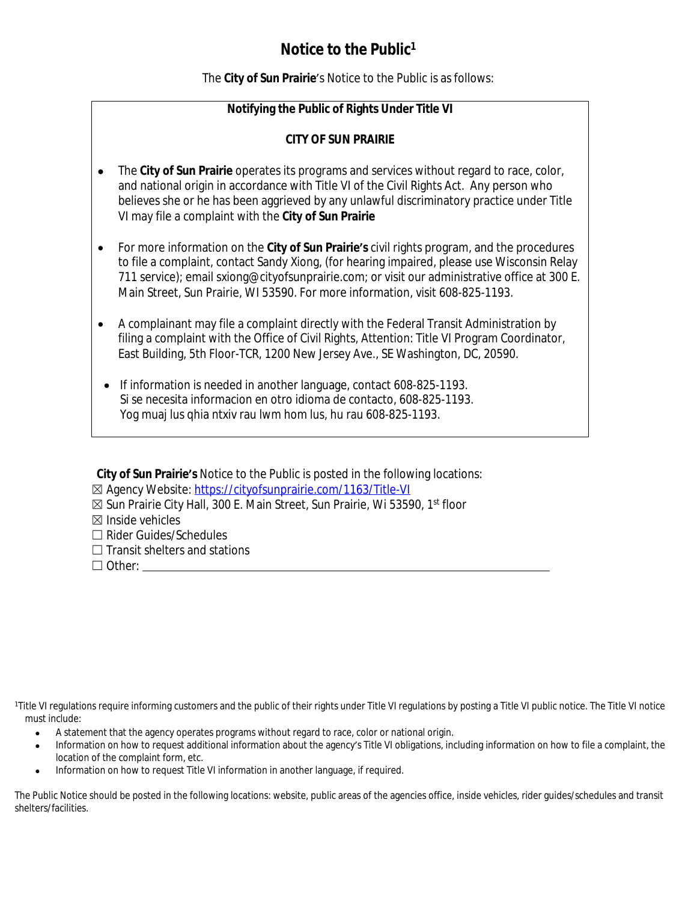# Notice to the Public[1]

The **City of Sun Prairie**'s Notice to the Public is as follows:

> **Notifying the Public of Rights Under Title VI**
>
> **CITY OF SUN PRAIRIE**
>
> - The **City of Sun Prairie** operates its programs and services without regard to race, color, and national origin in accordance with Title VI of the Civil Rights Act. Any person who believes she or he has been aggrieved by any unlawful discriminatory practice under Title VI may file a complaint with the **City of Sun Prairie**
> - For more information on the **City of Sun Prairie's** civil rights program, and the procedures to file a complaint, contact Sandy Xiong, (for hearing impaired, please use Wisconsin Relay 711 service); email sxiong@cityofsunprairie.com; or visit our administrative office at 300 E. Main Street, Sun Prairie, WI 53590. For more information, visit 608-825-1193.
> - A complainant may file a complaint directly with the Federal Transit Administration by filing a complaint with the Office of Civil Rights, Attention: Title VI Program Coordinator, East Building, 5th Floor-TCR, 1200 New Jersey Ave., SE Washington, DC, 20590.
> - If information is needed in another language, contact 608-825-1193.
>   Si se necesita informacion en otro idioma de contacto, 608-825-1193.
>   Yog muaj lus qhia ntxiv rau lwm hom lus, hu rau 608-825-1193.

**City of Sun Prairie's** Notice to the Public is posted in the following locations:

☒ Agency Website: https://cityofsunprairie.com/1163/Title-VI
☒ Sun Prairie City Hall, 300 E. Main Street, Sun Prairie, Wi 53590, 1st floor
☒ Inside vehicles
☐ Rider Guides/Schedules
☐ Transit shelters and stations
☐ Other: ____________________

[1]Title VI regulations require informing customers and the public of their rights under Title VI regulations by posting a Title VI public notice. The Title VI notice must include:

- A statement that the agency operates programs without regard to race, color or national origin.
- Information on how to request additional information about the agency's Title VI obligations, including information on how to file a complaint, the location of the complaint form, etc.
- Information on how to request Title VI information in another language, if required.

The Public Notice should be posted in the following locations: website, public areas of the agencies office, inside vehicles, rider guides/schedules and transit shelters/facilities.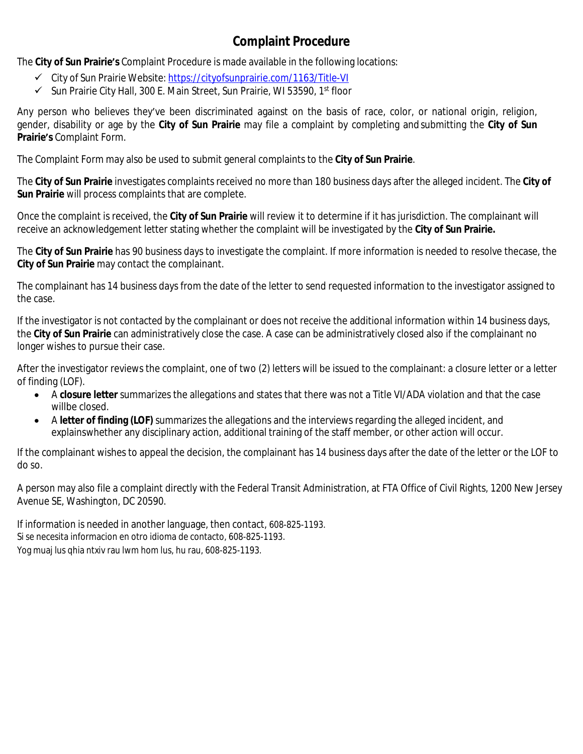## Complaint Procedure

The **City of Sun Prairie's** Complaint Procedure is made available in the following locations:

- ✓ City of Sun Prairie Website: https://cityofsunprairie.com/1163/Title-VI
- ✓ Sun Prairie City Hall, 300 E. Main Street, Sun Prairie, WI 53590, 1st floor

Any person who believes they've been discriminated against on the basis of race, color, or national origin, religion, gender, disability or age by the **City of Sun Prairie** may file a complaint by completing and submitting the **City of Sun Prairie's** Complaint Form.

The Complaint Form may also be used to submit general complaints to the **City of Sun Prairie**.

The **City of Sun Prairie** investigates complaints received no more than 180 business days after the alleged incident. The **City of Sun Prairie** will process complaints that are complete.

Once the complaint is received, the **City of Sun Prairie** will review it to determine if it has jurisdiction. The complainant will receive an acknowledgement letter stating whether the complaint will be investigated by the **City of Sun Prairie.**

The **City of Sun Prairie** has 90 business days to investigate the complaint. If more information is needed to resolve thecase, the **City of Sun Prairie** may contact the complainant.

The complainant has 14 business days from the date of the letter to send requested information to the investigator assigned to the case.

If the investigator is not contacted by the complainant or does not receive the additional information within 14 business days, the **City of Sun Prairie** can administratively close the case. A case can be administratively closed also if the complainant no longer wishes to pursue their case.

After the investigator reviews the complaint, one of two (2) letters will be issued to the complainant: a closure letter or a letter of finding (LOF).

- A **closure letter** summarizes the allegations and states that there was not a Title VI/ADA violation and that the case willbe closed.
- A **letter of finding (LOF)** summarizes the allegations and the interviews regarding the alleged incident, and explainswhether any disciplinary action, additional training of the staff member, or other action will occur.

If the complainant wishes to appeal the decision, the complainant has 14 business days after the date of the letter or the LOF to do so.

A person may also file a complaint directly with the Federal Transit Administration, at FTA Office of Civil Rights, 1200 New Jersey Avenue SE, Washington, DC 20590.

If information is needed in another language, then contact, 608-825-1193.
Si se necesita informacion en otro idioma de contacto, 608-825-1193.
Yog muaj lus qhia ntxiv rau lwm hom lus, hu rau, 608-825-1193.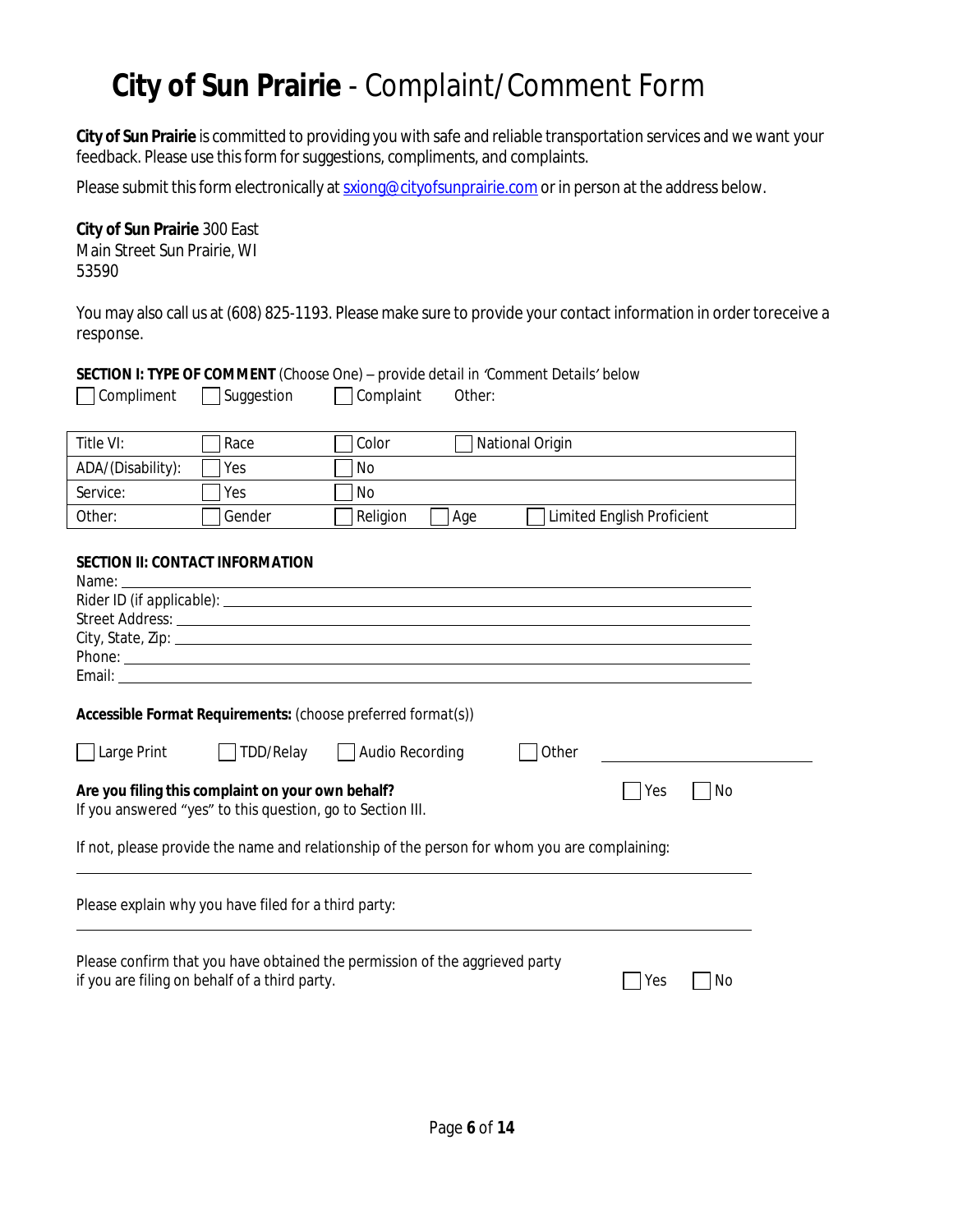# **City of Sun Prairie** - Complaint/Comment Form

**City of Sun Prairie** is committed to providing you with safe and reliable transportation services and we want your feedback. Please use this form for suggestions, compliments, and complaints.

Please submit this form electronically at sxiong@cityofsunprairie.com or in person at the address below.

**City of Sun Prairie** 300 East
Main Street Sun Prairie, WI
53590

You may also call us at (608) 825-1193. Please make sure to provide your contact information in order toreceive a response.

**SECTION I: TYPE OF COMMENT** (Choose One) – provide detail in *'Comment Details'* below

☐ Compliment ☐ Suggestion ☐ Complaint Other:

| Title VI: | ☐ Race | ☐ Color | ☐ National Origin | |
|---|---|---|---|---|
| ADA/(Disability): | ☐ Yes | ☐ No | | |
| Service: | ☐ Yes | ☐ No | | |
| Other: | ☐ Gender | ☐ Religion | ☐ Age | ☐ Limited English Proficient |

**SECTION II: CONTACT INFORMATION**

Name: ______________________________

Rider ID (if applicable): ______________________________

Street Address: ______________________________

City, State, Zip: ______________________________

Phone: ______________________________

Email: ______________________________

**Accessible Format Requirements:** (choose preferred format(s))

☐ Large Print ☐ TDD/Relay ☐ Audio Recording ☐ Other ______________

**Are you filing this complaint on your own behalf?** ☐ Yes ☐ No

If you answered "yes" to this question, go to Section III.

If not, please provide the name and relationship of the person for whom you are complaining:

______________________________

Please explain why you have filed for a third party:

______________________________

Please confirm that you have obtained the permission of the aggrieved party if you are filing on behalf of a third party. ☐ Yes ☐ No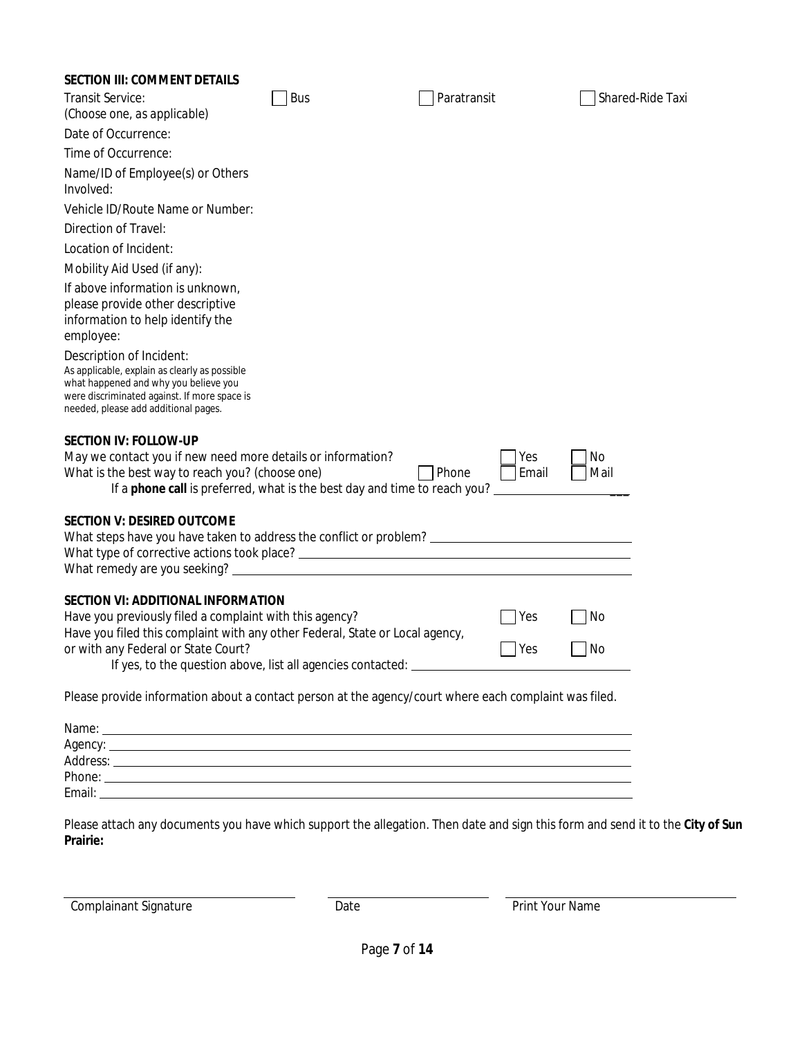**SECTION III: COMMENT DETAILS**

Transit Service: (Choose one, as applicable) ☐ Bus ☐ Paratransit ☐ Shared-Ride Taxi

Date of Occurrence:

Time of Occurrence:

Name/ID of Employee(s) or Others Involved:

Vehicle ID/Route Name or Number:

Direction of Travel:

Location of Incident:

Mobility Aid Used (if any):

If above information is unknown, please provide other descriptive information to help identify the employee:

Description of Incident:
As applicable, explain as clearly as possible what happened and why you believe you were discriminated against. If more space is needed, please add additional pages.

**SECTION IV: FOLLOW-UP**

May we contact you if new need more details or information? ☐ Yes ☐ No

What is the best way to reach you? (choose one) ☐ Phone ☐ Email ☐ Mail

If a **phone call** is preferred, what is the best day and time to reach you? ______________________

**SECTION V: DESIRED OUTCOME**

What steps have you have taken to address the conflict or problem? ______________________

What type of corrective actions took place? ______________________

What remedy are you seeking? ______________________

**SECTION VI: ADDITIONAL INFORMATION**

Have you previously filed a complaint with this agency? ☐ Yes ☐ No

Have you filed this complaint with any other Federal, State or Local agency, or with any Federal or State Court? ☐ Yes ☐ No

If yes, to the question above, list all agencies contacted: ______________________

Please provide information about a contact person at the agency/court where each complaint was filed.

Name: ______________________

Agency: ______________________

Address: ______________________

Phone: ______________________

Email: ______________________

Please attach any documents you have which support the allegation. Then date and sign this form and send it to the **City of Sun Prairie:**

______________________ Complainant Signature

______________________ Date

______________________ Print Your Name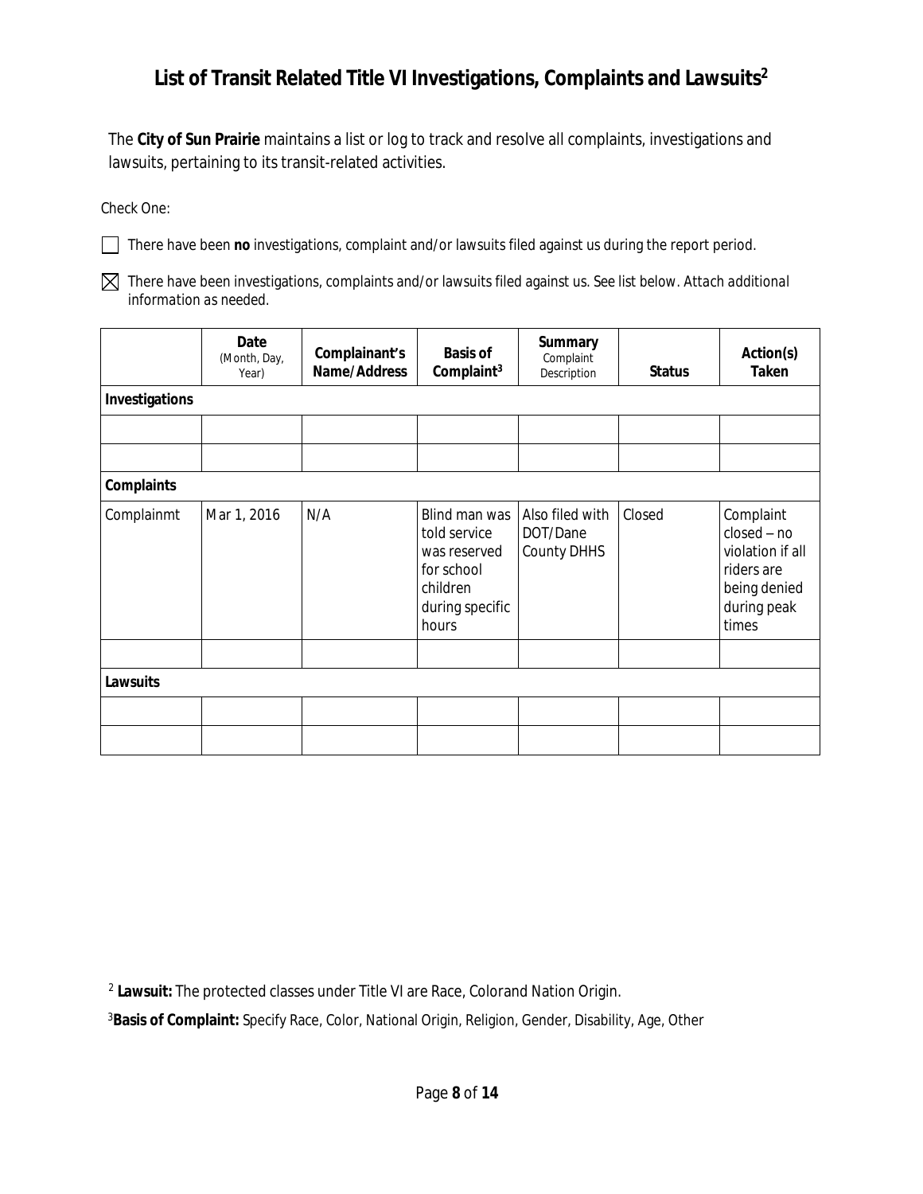## List of Transit Related Title VI Investigations, Complaints and Lawsuits[2]

The **City of Sun Prairie** maintains a list or log to track and resolve all complaints, investigations and lawsuits, pertaining to its transit-related activities.

Check One:

☐ There have been **no** investigations, complaint and/or lawsuits filed against us during the report period.

☒ There have been investigations, complaints and/or lawsuits filed against us. See list below. *Attach additional information as needed.*

| | Date (Month, Day, Year) | Complainant's Name/Address | Basis of Complaint[3] | Summary Complaint Description | Status | Action(s) Taken |
|---|---|---|---|---|---|---|
| **Investigations** | | | | | | |
| | | | | | | |
| | | | | | | |
| **Complaints** | | | | | | |
| Complainmt | Mar 1, 2016 | N/A | Blind man was told service was reserved for school children during specific hours | Also filed with DOT/Dane County DHHS | Closed | Complaint closed – no violation if all riders are being denied during peak times |
| | | | | | | |
| **Lawsuits** | | | | | | |
| | | | | | | |
| | | | | | | |

[2] **Lawsuit:** The protected classes under Title VI are Race, Colorand Nation Origin.

[3] **Basis of Complaint:** Specify Race, Color, National Origin, Religion, Gender, Disability, Age, Other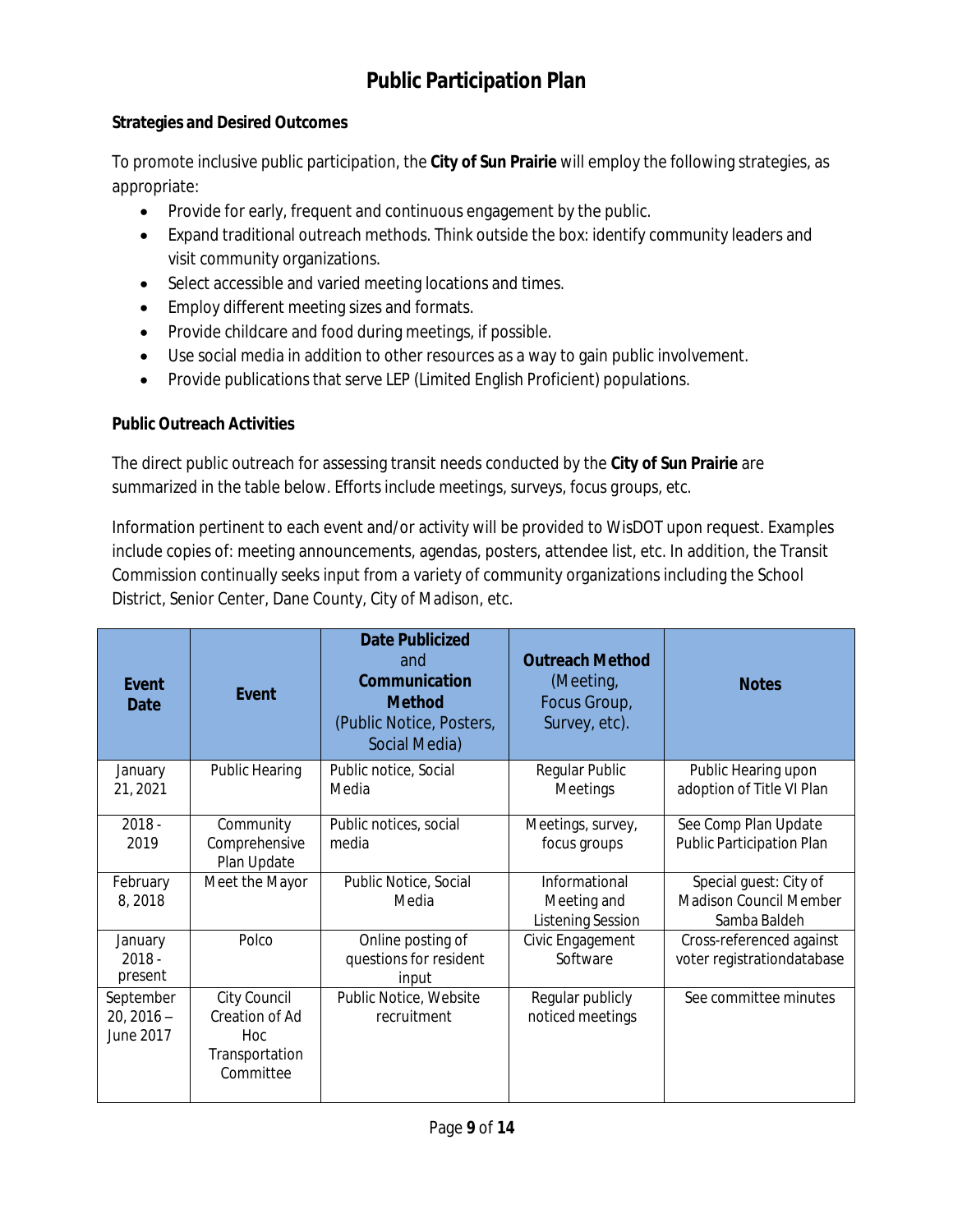# Public Participation Plan

**Strategies and Desired Outcomes**

To promote inclusive public participation, the **City of Sun Prairie** will employ the following strategies, as appropriate:

- Provide for early, frequent and continuous engagement by the public.
- Expand traditional outreach methods. Think outside the box: identify community leaders and visit community organizations.
- Select accessible and varied meeting locations and times.
- Employ different meeting sizes and formats.
- Provide childcare and food during meetings, if possible.
- Use social media in addition to other resources as a way to gain public involvement.
- Provide publications that serve LEP (Limited English Proficient) populations.

**Public Outreach Activities**

The direct public outreach for assessing transit needs conducted by the **City of Sun Prairie** are summarized in the table below. Efforts include meetings, surveys, focus groups, etc.

Information pertinent to each event and/or activity will be provided to WisDOT upon request. Examples include copies of: meeting announcements, agendas, posters, attendee list, etc. In addition, the Transit Commission continually seeks input from a variety of community organizations including the School District, Senior Center, Dane County, City of Madison, etc.

| Event Date | Event | **Date Publicized** and **Communication Method** (Public Notice, Posters, Social Media) | **Outreach Method** (Meeting, Focus Group, Survey, etc). | Notes |
|---|---|---|---|---|
| January 21, 2021 | Public Hearing | Public notice, Social Media | Regular Public Meetings | Public Hearing upon adoption of Title VI Plan |
| 2018 - 2019 | Community Comprehensive Plan Update | Public notices, social media | Meetings, survey, focus groups | See Comp Plan Update Public Participation Plan |
| February 8, 2018 | Meet the Mayor | Public Notice, Social Media | Informational Meeting and Listening Session | Special guest: City of Madison Council Member Samba Baldeh |
| January 2018 - present | Polco | Online posting of questions for resident input | Civic Engagement Software | Cross-referenced against voter registrationdatabase |
| September 20, 2016 – June 2017 | City Council Creation of Ad Hoc Transportation Committee | Public Notice, Website recruitment | Regular publicly noticed meetings | See committee minutes |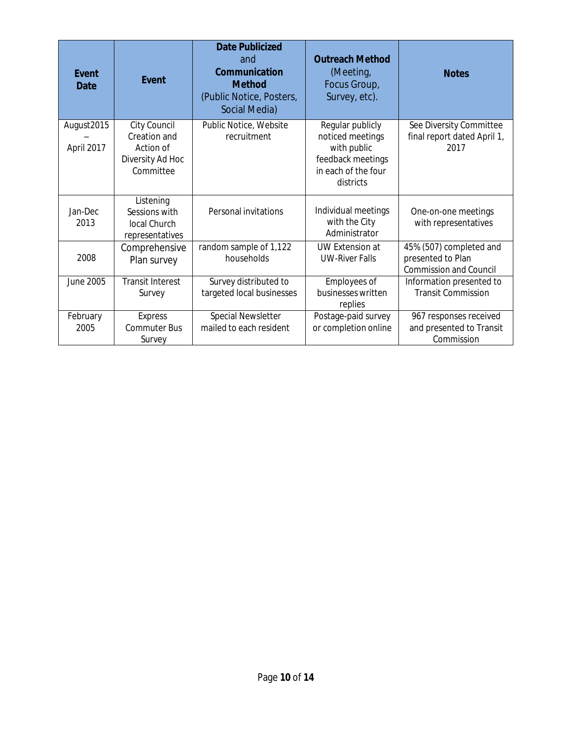| Event Date | Event | **Date Publicized** and **Communication Method** (Public Notice, Posters, Social Media) | **Outreach Method** (Meeting, Focus Group, Survey, etc). | Notes |
|---|---|---|---|---|
| August2015 – April 2017 | City Council Creation and Action of Diversity Ad Hoc Committee | Public Notice, Website recruitment | Regular publicly noticed meetings with public feedback meetings in each of the four districts | See Diversity Committee final report dated April 1, 2017 |
| Jan-Dec 2013 | Listening Sessions with local Church representatives | Personal invitations | Individual meetings with the City Administrator | One-on-one meetings with representatives |
| 2008 | Comprehensive Plan survey | random sample of 1,122 households | UW Extension at UW-River Falls | 45% (507) completed and presented to Plan Commission and Council |
| June 2005 | Transit Interest Survey | Survey distributed to targeted local businesses | Employees of businesses written replies | Information presented to Transit Commission |
| February 2005 | Express Commuter Bus Survey | Special Newsletter mailed to each resident | Postage-paid survey or completion online | 967 responses received and presented to Transit Commission |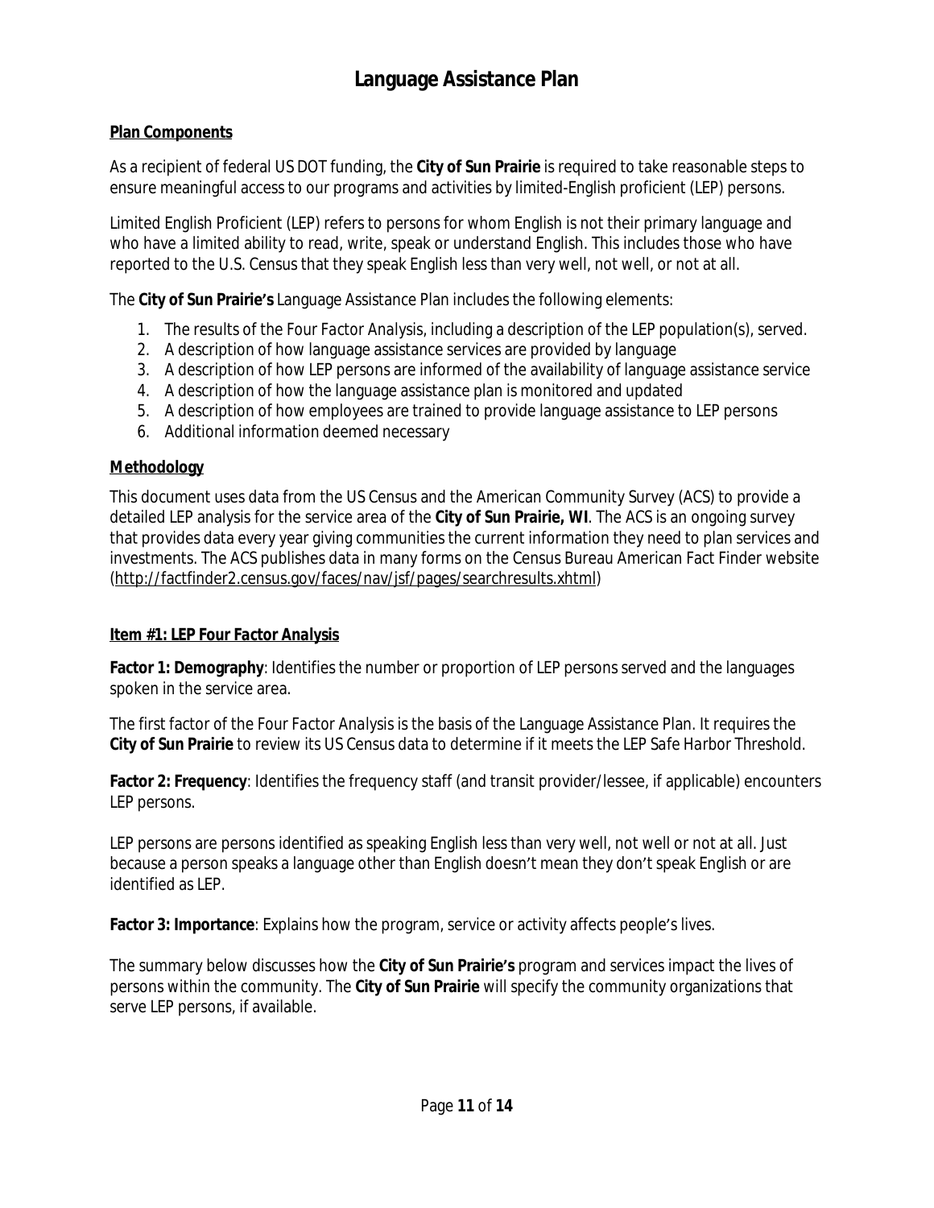# Language Assistance Plan

**Plan Components**

As a recipient of federal US DOT funding, the **City of Sun Prairie** is required to take reasonable steps to ensure meaningful access to our programs and activities by limited-English proficient (LEP) persons.

Limited English Proficient (LEP) refers to persons for whom English is not their primary language and who have a limited ability to read, write, speak or understand English. This includes those who have reported to the U.S. Census that they speak English less than very well, not well, or not at all.

The **City of Sun Prairie's** Language Assistance Plan includes the following elements:

1. The results of the *Four Factor Analysis*, including a description of the LEP population(s), served.
2. A description of how language assistance services are provided by language
3. A description of how LEP persons are informed of the availability of language assistance service
4. A description of how the language assistance plan is monitored and updated
5. A description of how employees are trained to provide language assistance to LEP persons
6. Additional information deemed necessary

**Methodology**

This document uses data from the US Census and the American Community Survey (ACS) to provide a detailed LEP analysis for the service area of the **City of Sun Prairie, WI**. The ACS is an ongoing survey that provides data every year giving communities the current information they need to plan services and investments. The ACS publishes data in many forms on the Census Bureau American Fact Finder website (http://factfinder2.census.gov/faces/nav/jsf/pages/searchresults.xhtml)

***Item #1: LEP Four Factor Analysis***

**Factor 1: Demography**: Identifies the number or proportion of LEP persons served and the languages spoken in the service area.

The first factor of the *Four Factor Analysis* is the basis of the Language Assistance Plan. It requires the **City of Sun Prairie** to review its US Census data to determine if it meets the *LEP Safe Harbor Threshold*.

**Factor 2: Frequency**: Identifies the frequency staff (and transit provider/lessee, if applicable) encounters LEP persons.

LEP persons are persons identified as speaking English less than very well, not well or not at all. Just because a person speaks a language other than English doesn't mean they don't speak English or are identified as LEP.

**Factor 3: Importance**: Explains how the program, service or activity affects people's lives.

The summary below discusses how the **City of Sun Prairie's** program and services impact the lives of persons within the community. The **City of Sun Prairie** will specify the community organizations that serve LEP persons, if available.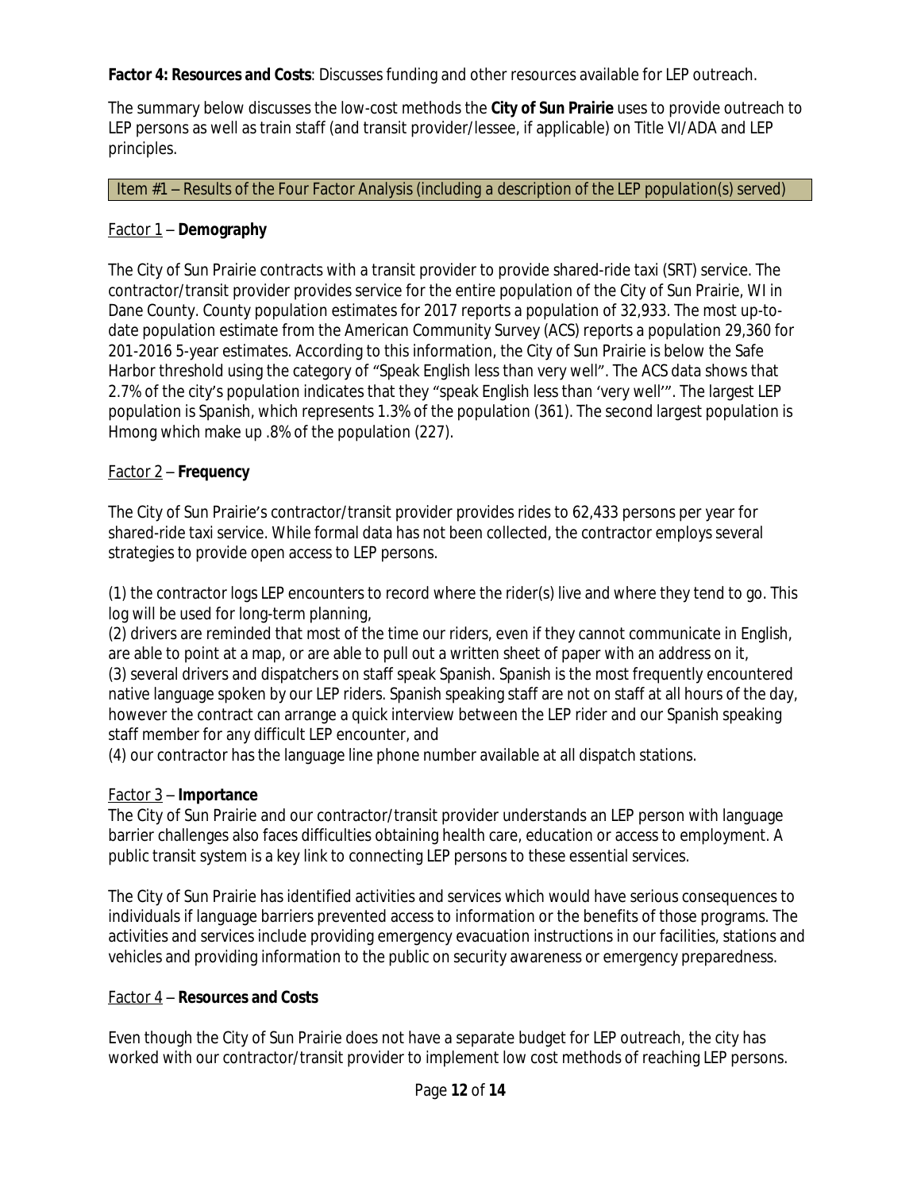**Factor 4: Resources and Costs**: Discusses funding and other resources available for LEP outreach.

The summary below discusses the low-cost methods the **City of Sun Prairie** uses to provide outreach to LEP persons as well as train staff (and transit provider/lessee, if applicable) on Title VI/ADA and LEP principles.

## Item #1 – Results of the Four Factor Analysis (including a description of the LEP population(s) served)

Factor 1 – **Demography**

The City of Sun Prairie contracts with a transit provider to provide shared-ride taxi (SRT) service. The contractor/transit provider provides service for the entire population of the City of Sun Prairie, WI in Dane County. County population estimates for 2017 reports a population of 32,933. The most up-to-date population estimate from the American Community Survey (ACS) reports a population 29,360 for 201-2016 5-year estimates. According to this information, the City of Sun Prairie is below the Safe Harbor threshold using the category of "Speak English less than very well". The ACS data shows that 2.7% of the city's population indicates that they "speak English less than 'very well'". The largest LEP population is Spanish, which represents 1.3% of the population (361). The second largest population is Hmong which make up .8% of the population (227).

Factor 2 – **Frequency**

The City of Sun Prairie's contractor/transit provider provides rides to 62,433 persons per year for shared-ride taxi service. While formal data has not been collected, the contractor employs several strategies to provide open access to LEP persons.

(1) the contractor logs LEP encounters to record where the rider(s) live and where they tend to go. This log will be used for long-term planning,
(2) drivers are reminded that most of the time our riders, even if they cannot communicate in English, are able to point at a map, or are able to pull out a written sheet of paper with an address on it,
(3) several drivers and dispatchers on staff speak Spanish. Spanish is the most frequently encountered native language spoken by our LEP riders. Spanish speaking staff are not on staff at all hours of the day, however the contract can arrange a quick interview between the LEP rider and our Spanish speaking staff member for any difficult LEP encounter, and
(4) our contractor has the language line phone number available at all dispatch stations.

Factor 3 – **Importance**

The City of Sun Prairie and our contractor/transit provider understands an LEP person with language barrier challenges also faces difficulties obtaining health care, education or access to employment. A public transit system is a key link to connecting LEP persons to these essential services.

The City of Sun Prairie has identified activities and services which would have serious consequences to individuals if language barriers prevented access to information or the benefits of those programs. The activities and services include providing emergency evacuation instructions in our facilities, stations and vehicles and providing information to the public on security awareness or emergency preparedness.

Factor 4 – **Resources and Costs**

Even though the City of Sun Prairie does not have a separate budget for LEP outreach, the city has worked with our contractor/transit provider to implement low cost methods of reaching LEP persons.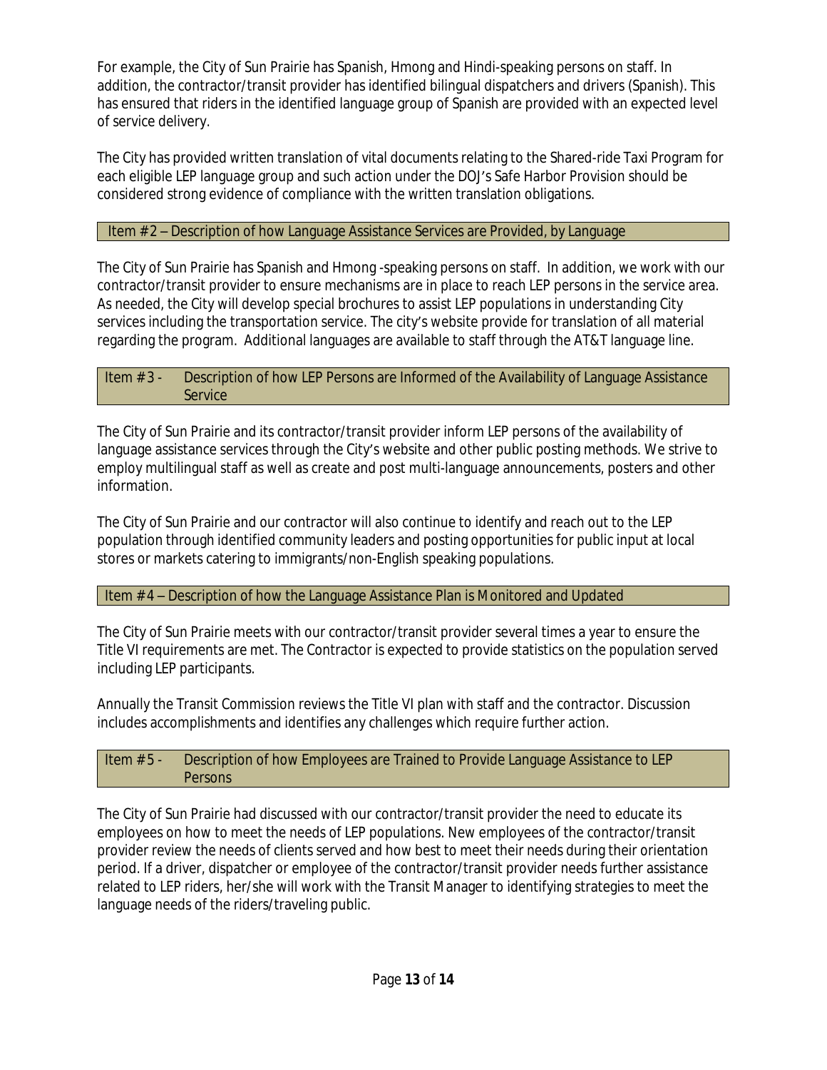For example, the City of Sun Prairie has Spanish, Hmong and Hindi-speaking persons on staff. In addition, the contractor/transit provider has identified bilingual dispatchers and drivers (Spanish). This has ensured that riders in the identified language group of Spanish are provided with an expected level of service delivery.

The City has provided written translation of vital documents relating to the Shared-ride Taxi Program for each eligible LEP language group and such action under the DOJ's Safe Harbor Provision should be considered strong evidence of compliance with the written translation obligations.

### Item #2 – Description of how Language Assistance Services are Provided, by Language

The City of Sun Prairie has Spanish and Hmong -speaking persons on staff. In addition, we work with our contractor/transit provider to ensure mechanisms are in place to reach LEP persons in the service area. As needed, the City will develop special brochures to assist LEP populations in understanding City services including the transportation service. The city's website provide for translation of all material regarding the program. Additional languages are available to staff through the AT&T language line.

### Item # 3 - Description of how LEP Persons are Informed of the Availability of Language Assistance Service

The City of Sun Prairie and its contractor/transit provider inform LEP persons of the availability of language assistance services through the City's website and other public posting methods. We strive to employ multilingual staff as well as create and post multi-language announcements, posters and other information.

The City of Sun Prairie and our contractor will also continue to identify and reach out to the LEP population through identified community leaders and posting opportunities for public input at local stores or markets catering to immigrants/non-English speaking populations.

### Item #4 – Description of how the Language Assistance Plan is Monitored and Updated

The City of Sun Prairie meets with our contractor/transit provider several times a year to ensure the Title VI requirements are met. The Contractor is expected to provide statistics on the population served including LEP participants.

Annually the Transit Commission reviews the Title VI plan with staff and the contractor. Discussion includes accomplishments and identifies any challenges which require further action.

### Item # 5 - Description of how Employees are Trained to Provide Language Assistance to LEP Persons

The City of Sun Prairie had discussed with our contractor/transit provider the need to educate its employees on how to meet the needs of LEP populations. New employees of the contractor/transit provider review the needs of clients served and how best to meet their needs during their orientation period. If a driver, dispatcher or employee of the contractor/transit provider needs further assistance related to LEP riders, her/she will work with the Transit Manager to identifying strategies to meet the language needs of the riders/traveling public.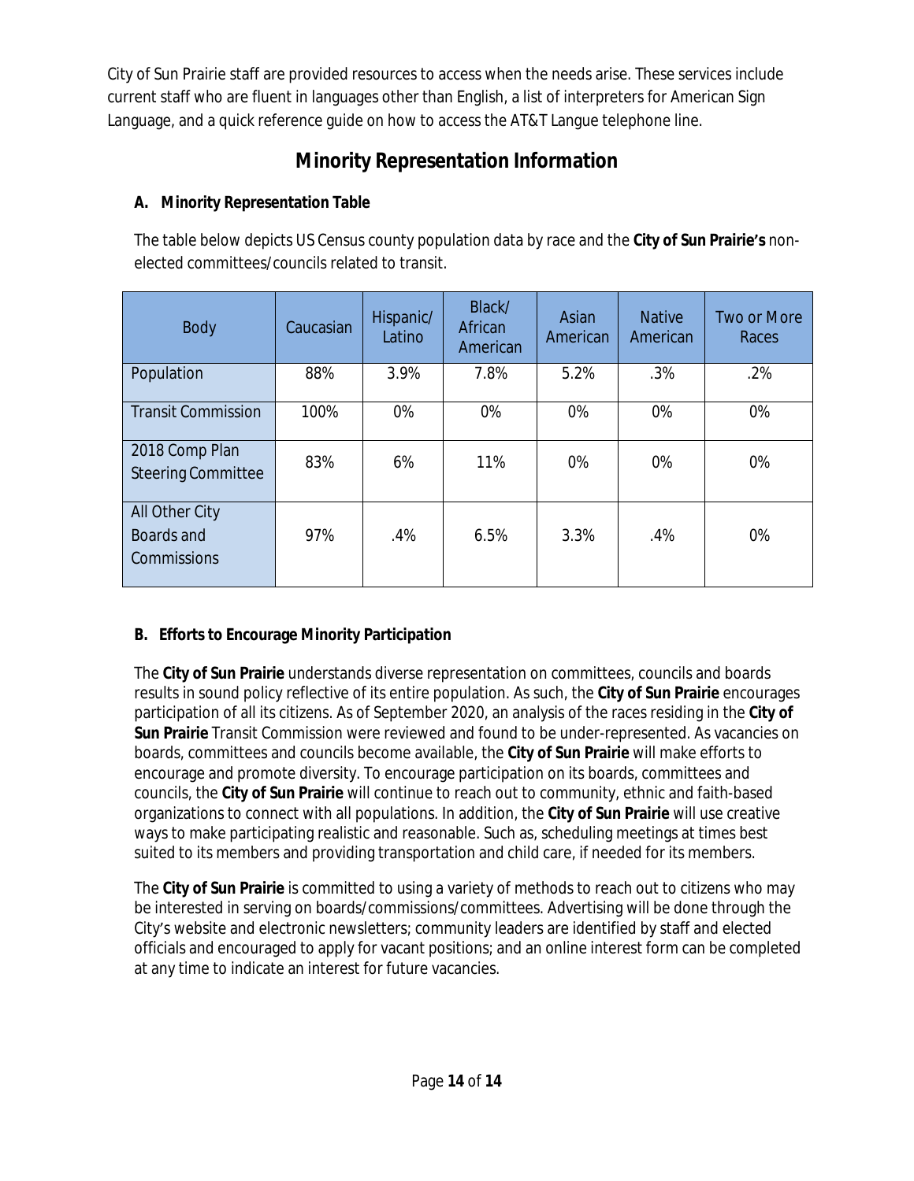City of Sun Prairie staff are provided resources to access when the needs arise. These services include current staff who are fluent in languages other than English, a list of interpreters for American Sign Language, and a quick reference guide on how to access the AT&T Langue telephone line.

## Minority Representation Information

### A. Minority Representation Table

The table below depicts US Census county population data by race and the **City of Sun Prairie's** non-elected committees/councils related to transit.

| Body | Caucasian | Hispanic/ Latino | Black/ African American | Asian American | Native American | Two or More Races |
|---|---|---|---|---|---|---|
| Population | 88% | 3.9% | 7.8% | 5.2% | .3% | .2% |
| Transit Commission | 100% | 0% | 0% | 0% | 0% | 0% |
| 2018 Comp Plan Steering Committee | 83% | 6% | 11% | 0% | 0% | 0% |
| All Other City Boards and Commissions | 97% | .4% | 6.5% | 3.3% | .4% | 0% |

### B. Efforts to Encourage Minority Participation

The **City of Sun Prairie** understands diverse representation on committees, councils and boards results in sound policy reflective of its entire population. As such, the **City of Sun Prairie** encourages participation of all its citizens. As of September 2020, an analysis of the races residing in the **City of Sun Prairie** Transit Commission were reviewed and found to be under-represented. As vacancies on boards, committees and councils become available, the **City of Sun Prairie** will make efforts to encourage and promote diversity. To encourage participation on its boards, committees and councils, the **City of Sun Prairie** will continue to reach out to community, ethnic and faith-based organizations to connect with all populations. In addition, the **City of Sun Prairie** will use creative ways to make participating realistic and reasonable. Such as, scheduling meetings at times best suited to its members and providing transportation and child care, if needed for its members.

The **City of Sun Prairie** is committed to using a variety of methods to reach out to citizens who may be interested in serving on boards/commissions/committees. Advertising will be done through the City's website and electronic newsletters; community leaders are identified by staff and elected officials and encouraged to apply for vacant positions; and an online interest form can be completed at any time to indicate an interest for future vacancies.